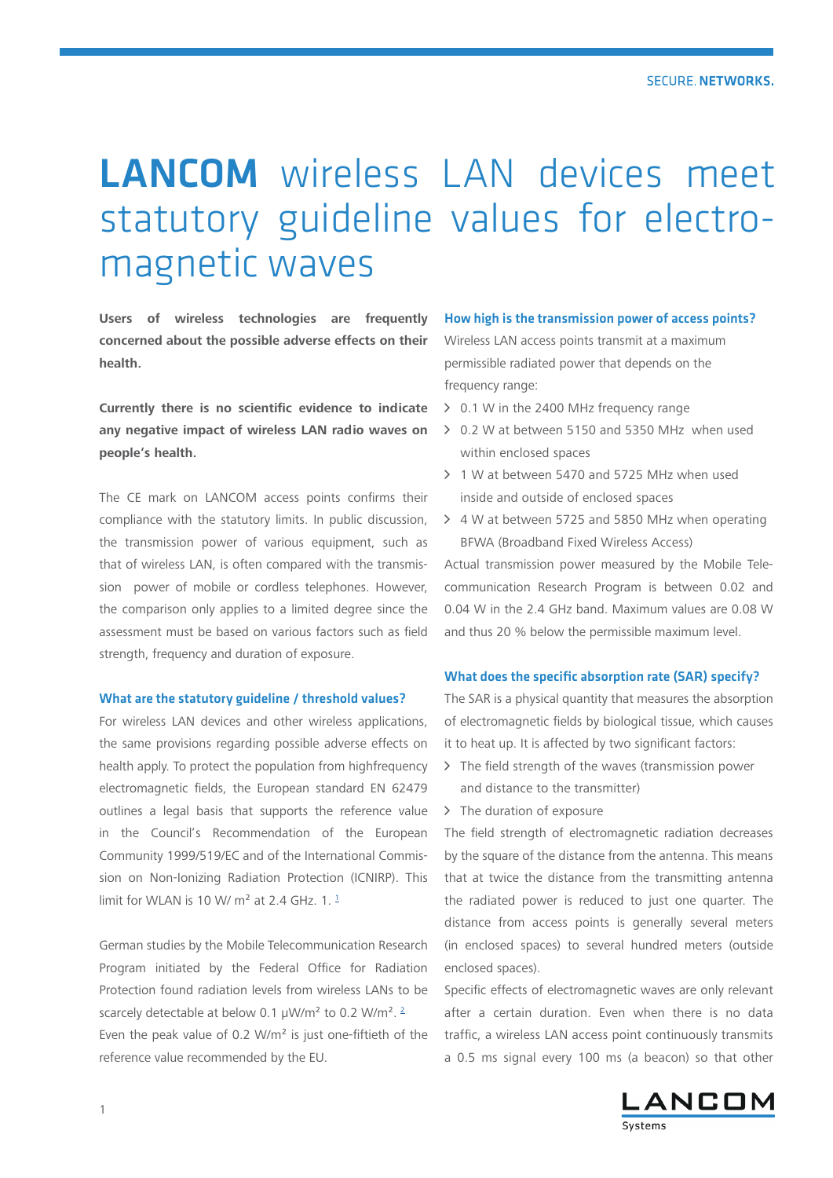# LANCOM wireless LAN devices meet statutory guideline values for electromagnetic waves

**Users of wireless technologies are frequently concerned about the possible adverse effects on their health.**

**Currently there is no scientific evidence to indicate any negative impact of wireless LAN radio waves on people's health.**

The CE mark on LANCOM access points confirms their compliance with the statutory limits. In public discussion, the transmission power of various equipment, such as that of wireless LAN, is often compared with the transmission power of mobile or cordless telephones. However, the comparison only applies to a limited degree since the assessment must be based on various factors such as field strength, frequency and duration of exposure.

### What are the statutory guideline / threshold values?

For wireless LAN devices and other wireless applications, the same provisions regarding possible adverse effects on health apply. To protect the population from highfrequency electromagnetic fields, the European standard EN 62479 outlines a legal basis that supports the reference value in the Council's Recommendation of the European Community 1999/519/EC and of the International Commission on Non-Ionizing Radiation Protection (ICNIRP). This limit for WLAN is 10 W/ m² at 2.4 GHz. 1. [1]

German studies by the Mobile Telecommunication Research Program initiated by the Federal Office for Radiation Protection found radiation levels from wireless LANs to be scarcely detectable at below 0.1 µW/m² to 0.2 W/m². [2] Even the peak value of 0.2 W/m² is just one-fiftieth of the reference value recommended by the EU.

### How high is the transmission power of access points?

Wireless LAN access points transmit at a maximum permissible radiated power that depends on the frequency range:

- 0.1 W in the 2400 MHz frequency range
- 0.2 W at between 5150 and 5350 MHz when used within enclosed spaces
- 1 W at between 5470 and 5725 MHz when used inside and outside of enclosed spaces
- 4 W at between 5725 and 5850 MHz when operating BFWA (Broadband Fixed Wireless Access)

Actual transmission power measured by the Mobile Telecommunication Research Program is between 0.02 and 0.04 W in the 2.4 GHz band. Maximum values are 0.08 W and thus 20 % below the permissible maximum level.

### What does the specific absorption rate (SAR) specify?

The SAR is a physical quantity that measures the absorption of electromagnetic fields by biological tissue, which causes it to heat up. It is affected by two significant factors:

- The field strength of the waves (transmission power and distance to the transmitter)
- The duration of exposure

The field strength of electromagnetic radiation decreases by the square of the distance from the antenna. This means that at twice the distance from the transmitting antenna the radiated power is reduced to just one quarter. The distance from access points is generally several meters (in enclosed spaces) to several hundred meters (outside enclosed spaces).

Specific effects of electromagnetic waves are only relevant after a certain duration. Even when there is no data traffic, a wireless LAN access point continuously transmits a 0.5 ms signal every 100 ms (a beacon) so that other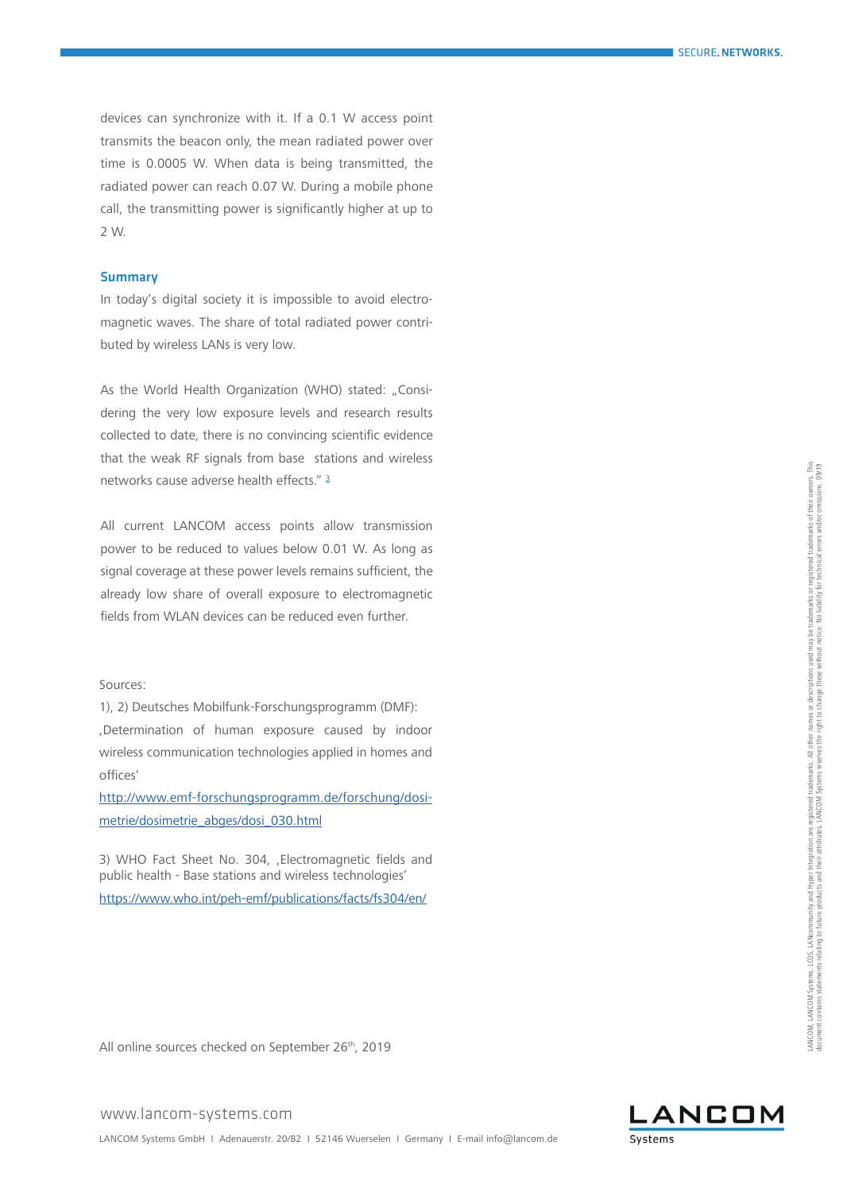devices can synchronize with it. If a 0.1 W access point transmits the beacon only, the mean radiated power over time is 0.0005 W. When data is being transmitted, the radiated power can reach 0.07 W. During a mobile phone call, the transmitting power is significantly higher at up to 2 W.

## Summary

In today's digital society it is impossible to avoid electromagnetic waves. The share of total radiated power contributed by wireless LANs is very low.

As the World Health Organization (WHO) stated: „Considering the very low exposure levels and research results collected to date, there is no convincing scientific evidence that the weak RF signals from base stations and wireless networks cause adverse health effects." [3]

All current LANCOM access points allow transmission power to be reduced to values below 0.01 W. As long as signal coverage at these power levels remains sufficient, the already low share of overall exposure to electromagnetic fields from WLAN devices can be reduced even further.

Sources:

1), 2) Deutsches Mobilfunk-Forschungsprogramm (DMF): ‚Determination of human exposure caused by indoor wireless communication technologies applied in homes and offices'
http://www.emf-forschungsprogramm.de/forschung/dosimetrie/dosimetrie_abges/dosi_030.html

3) WHO Fact Sheet No. 304, ‚Electromagnetic fields and public health - Base stations and wireless technologies'
https://www.who.int/peh-emf/publications/facts/fs304/en/

All online sources checked on September 26th, 2019

www.lancom-systems.com

LANCOM Systems GmbH I Adenauerstr. 20/B2 I 52146 Wuerselen I Germany I E-mail info@lancom.de

LANCOM, LANCOM Systems, LCOS, LANcommunity and Hyper Integration are registered trademarks. All other names or descriptions used may be trademarks or registered trademarks of their owners. This document contains statements relating to future products and their attributes. LANCOM Systems reserves the right to change these without notice. No liability for technical errors and/or omissions. 09/19